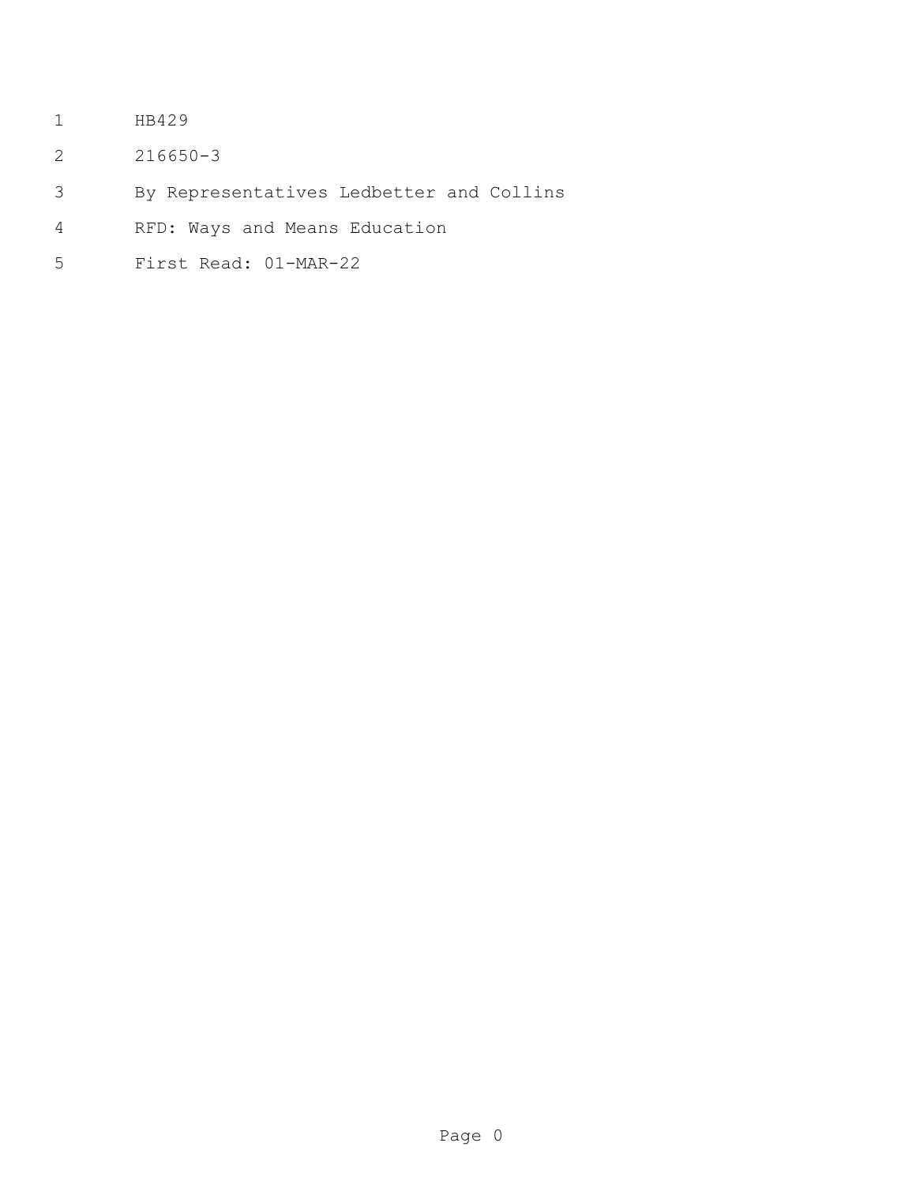HB429

216650-3

By Representatives Ledbetter and Collins

RFD: Ways and Means Education

First Read: 01-MAR-22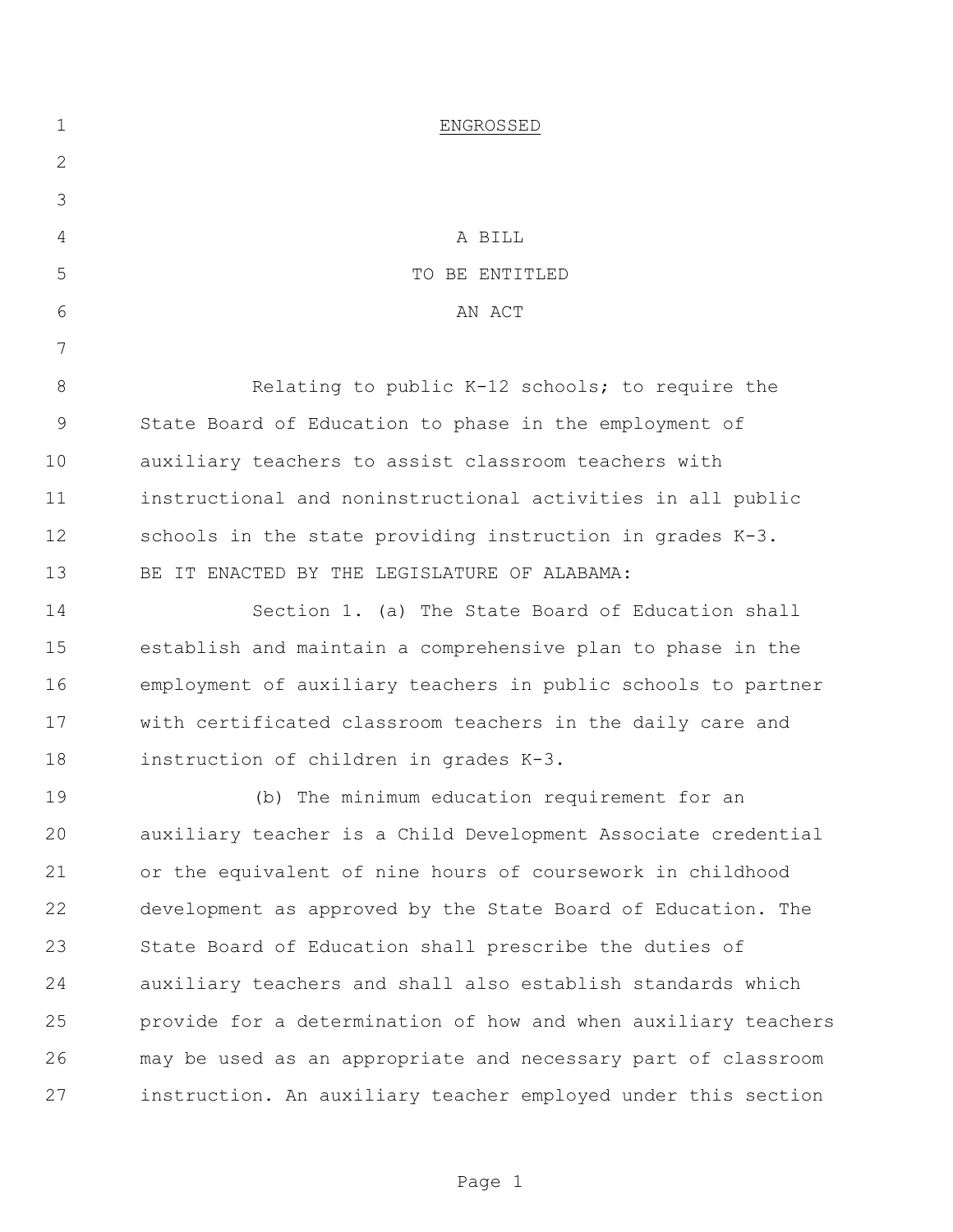ENGROSSED

A BILL

TO BE ENTITLED

AN ACT

Relating to public K-12 schools; to require the State Board of Education to phase in the employment of auxiliary teachers to assist classroom teachers with instructional and noninstructional activities in all public schools in the state providing instruction in grades K-3.

BE IT ENACTED BY THE LEGISLATURE OF ALABAMA:

Section 1. (a) The State Board of Education shall establish and maintain a comprehensive plan to phase in the employment of auxiliary teachers in public schools to partner with certificated classroom teachers in the daily care and instruction of children in grades K-3.

(b) The minimum education requirement for an auxiliary teacher is a Child Development Associate credential or the equivalent of nine hours of coursework in childhood development as approved by the State Board of Education. The State Board of Education shall prescribe the duties of auxiliary teachers and shall also establish standards which provide for a determination of how and when auxiliary teachers may be used as an appropriate and necessary part of classroom instruction. An auxiliary teacher employed under this section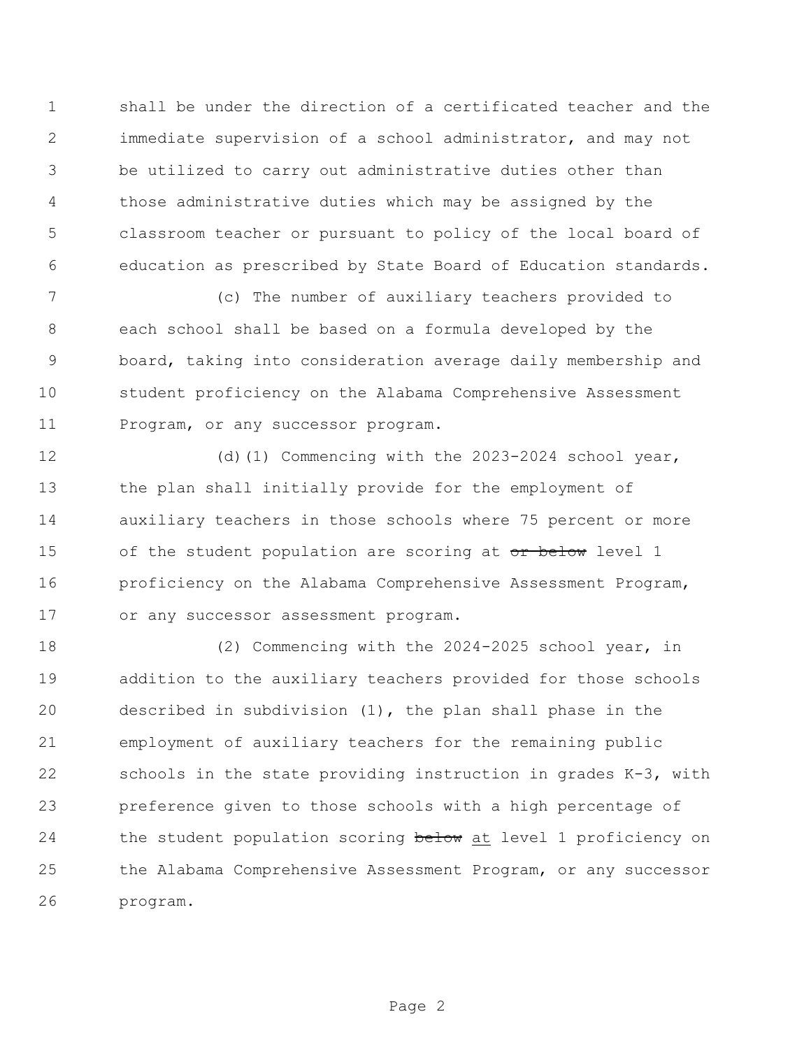shall be under the direction of a certificated teacher and the immediate supervision of a school administrator, and may not be utilized to carry out administrative duties other than those administrative duties which may be assigned by the classroom teacher or pursuant to policy of the local board of education as prescribed by State Board of Education standards.

(c) The number of auxiliary teachers provided to each school shall be based on a formula developed by the board, taking into consideration average daily membership and student proficiency on the Alabama Comprehensive Assessment Program, or any successor program.

(d)(1) Commencing with the 2023-2024 school year, the plan shall initially provide for the employment of auxiliary teachers in those schools where 75 percent or more of the student population are scoring at ~~or below~~ level 1 proficiency on the Alabama Comprehensive Assessment Program, or any successor assessment program.

(2) Commencing with the 2024-2025 school year, in addition to the auxiliary teachers provided for those schools described in subdivision (1), the plan shall phase in the employment of auxiliary teachers for the remaining public schools in the state providing instruction in grades K-3, with preference given to those schools with a high percentage of the student population scoring ~~below~~ <u>at</u> level 1 proficiency on the Alabama Comprehensive Assessment Program, or any successor program.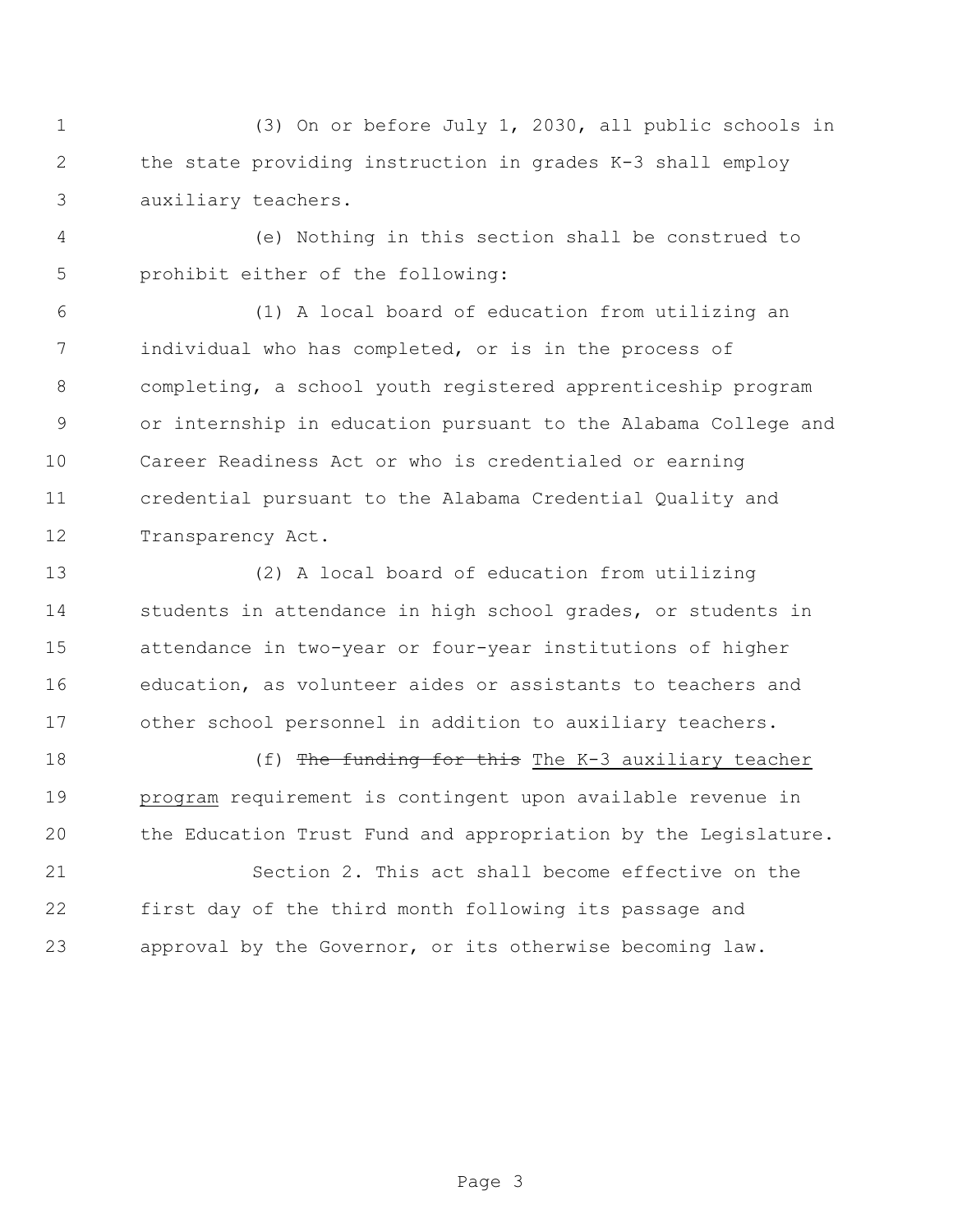(3) On or before July 1, 2030, all public schools in the state providing instruction in grades K-3 shall employ auxiliary teachers.

(e) Nothing in this section shall be construed to prohibit either of the following:

(1) A local board of education from utilizing an individual who has completed, or is in the process of completing, a school youth registered apprenticeship program or internship in education pursuant to the Alabama College and Career Readiness Act or who is credentialed or earning credential pursuant to the Alabama Credential Quality and Transparency Act.

(2) A local board of education from utilizing students in attendance in high school grades, or students in attendance in two-year or four-year institutions of higher education, as volunteer aides or assistants to teachers and other school personnel in addition to auxiliary teachers.

(f) ~~The funding for this~~ <u>The K-3 auxiliary teacher program</u> requirement is contingent upon available revenue in the Education Trust Fund and appropriation by the Legislature.

Section 2. This act shall become effective on the first day of the third month following its passage and approval by the Governor, or its otherwise becoming law.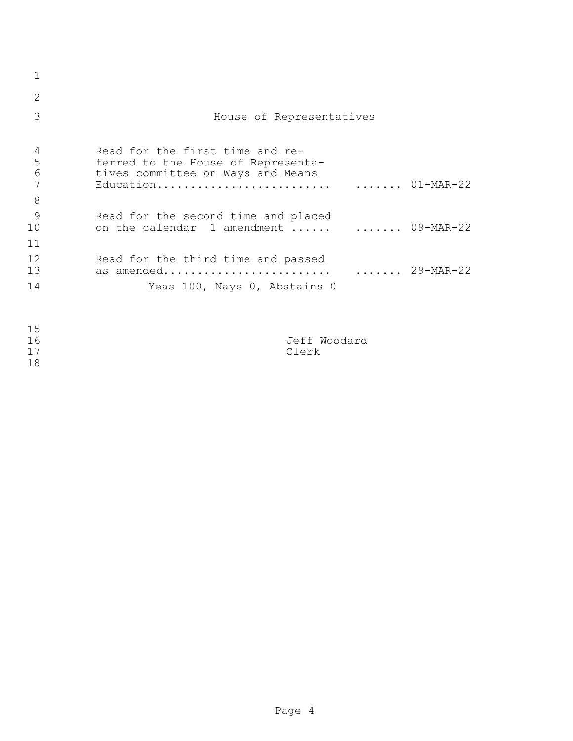House of Representatives

Read for the first time and referred to the House of Representatives committee on Ways and Means Education......................... ....... 01-MAR-22

Read for the second time and placed on the calendar 1 amendment ...... ....... 09-MAR-22

Read for the third time and passed as amended........................ ....... 29-MAR-22

Yeas 100, Nays 0, Abstains 0

Jeff Woodard
Clerk